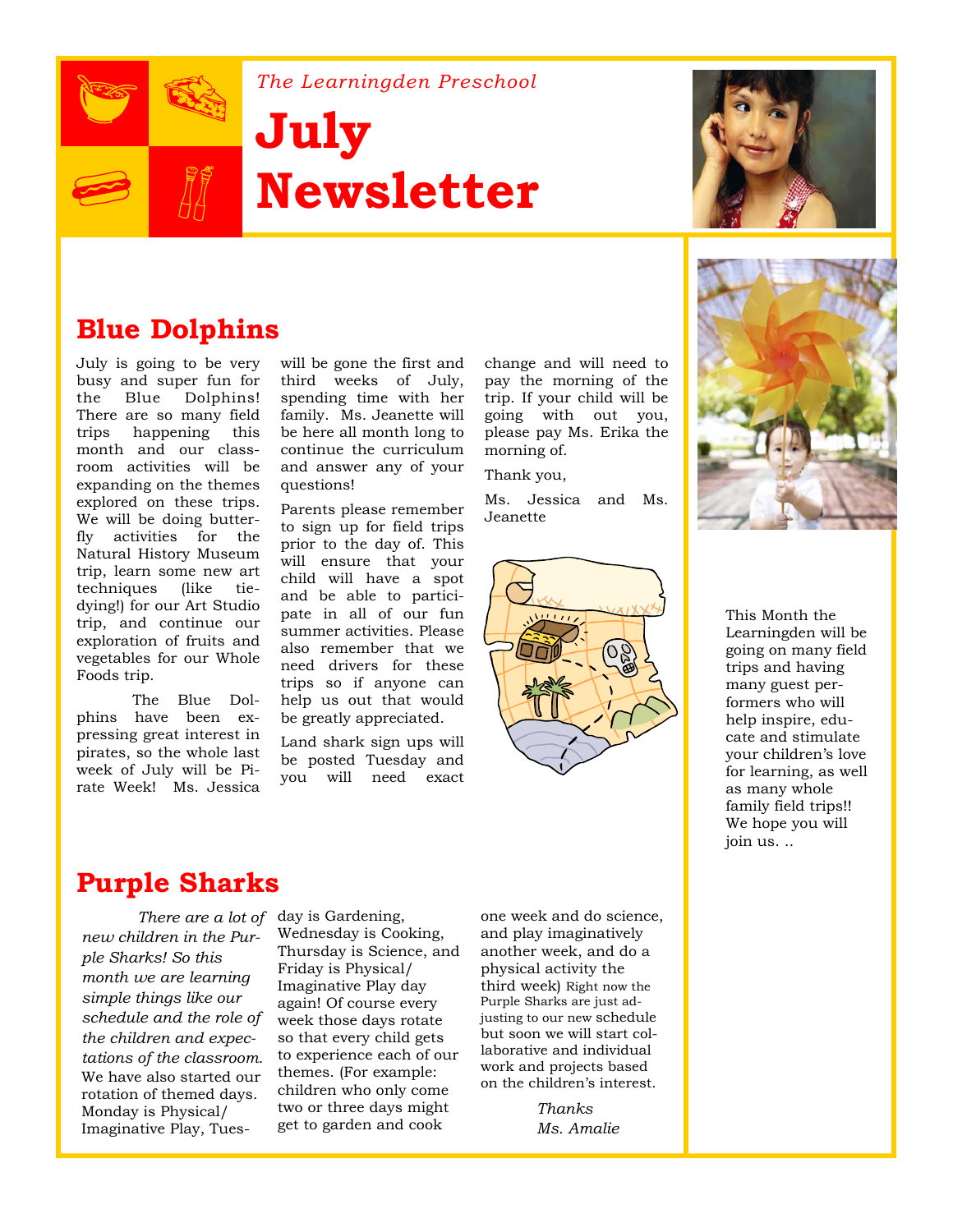*The Learningden Preschool*

# July Newsletter

## Blue Dolphins

July is going to be very busy and super fun for the Blue Dolphins! There are so many field trips happening this month and our classroom activities will be expanding on the themes explored on these trips. We will be doing butterfly activities for the Natural History Museum trip, learn some new art techniques (like tie-dying!) for our Art Studio trip, and continue our exploration of fruits and vegetables for our Whole Foods trip.

The Blue Dolphins have been expressing great interest in pirates, so the whole last week of July will be Pirate Week! Ms. Jessica will be gone the first and third weeks of July, spending time with her family. Ms. Jeanette will be here all month long to continue the curriculum and answer any of your questions!

Parents please remember to sign up for field trips prior to the day of. This will ensure that your child will have a spot and be able to participate in all of our fun summer activities. Please also remember that we need drivers for these trips so if anyone can help us out that would be greatly appreciated.

Land shark sign ups will be posted Tuesday and you will need exact change and will need to pay the morning of the trip. If your child will be going with out you, please pay Ms. Erika the morning of.

Thank you,

Ms. Jessica and Ms. Jeanette

This Month the Learningden will be going on many field trips and having many guest performers who will help inspire, educate and stimulate your children's love for learning, as well as many whole family field trips!! We hope you will join us. ..

## Purple Sharks

*There are a lot of new children in the Purple Sharks! So this month we are learning simple things like our schedule and the role of the children and expectations of the classroom.* We have also started our rotation of themed days. Monday is Physical/ Imaginative Play, Tuesday is Gardening, Wednesday is Cooking, Thursday is Science, and Friday is Physical/ Imaginative Play day again! Of course every week those days rotate so that every child gets to experience each of our themes. (For example: children who only come two or three days might get to garden and cook one week and do science, and play imaginatively another week, and do a physical activity the third week) Right now the Purple Sharks are just adjusting to our new schedule but soon we will start collaborative and individual work and projects based on the children's interest.

*Thanks*
*Ms. Amalie*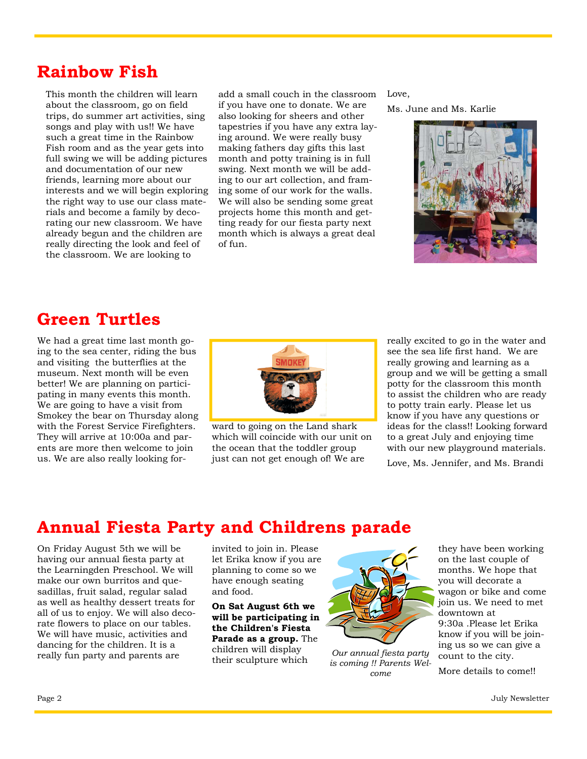## Rainbow Fish

This month the children will learn about the classroom, go on field trips, do summer art activities, sing songs and play with us!! We have such a great time in the Rainbow Fish room and as the year gets into full swing we will be adding pictures and documentation of our new friends, learning more about our interests and we will begin exploring the right way to use our class materials and become a family by decorating our new classroom. We have already begun and the children are really directing the look and feel of the classroom. We are looking to add a small couch in the classroom if you have one to donate. We are also looking for sheers and other tapestries if you have any extra laying around. We were really busy making fathers day gifts this last month and potty training is in full swing. Next month we will be adding to our art collection, and framing some of our work for the walls. We will also be sending some great projects home this month and getting ready for our fiesta party next month which is always a great deal of fun.

Love,

Ms. June and Ms. Karlie

## Green Turtles

We had a great time last month going to the sea center, riding the bus and visiting the butterflies at the museum. Next month will be even better! We are planning on participating in many events this month. We are going to have a visit from Smokey the bear on Thursday along with the Forest Service Firefighters. They will arrive at 10:00a and parents are more then welcome to join us. We are also really looking forward to going on the Land shark which will coincide with our unit on the ocean that the toddler group just can not get enough of! We are really excited to go in the water and see the sea life first hand. We are really growing and learning as a group and we will be getting a small potty for the classroom this month to assist the children who are ready to potty train early. Please let us know if you have any questions or ideas for the class!! Looking forward to a great July and enjoying time with our new playground materials.

Love, Ms. Jennifer, and Ms. Brandi

## Annual Fiesta Party and Childrens parade

On Friday August 5th we will be having our annual fiesta party at the Learningden Preschool. We will make our own burritos and quesadillas, fruit salad, regular salad as well as healthy dessert treats for all of us to enjoy. We will also decorate flowers to place on our tables. We will have music, activities and dancing for the children. It is a really fun party and parents are invited to join in. Please let Erika know if you are planning to come so we have enough seating and food.

**On Sat August 6th we will be participating in the Children's Fiesta Parade as a group.** The children will display their sculpture which they have been working on the last couple of months. We hope that you will decorate a wagon or bike and come join us. We need to met downtown at 9:30a .Please let Erika know if you will be joining us so we can give a count to the city.

More details to come!!

*Our annual fiesta party is coming !! Parents Welcome*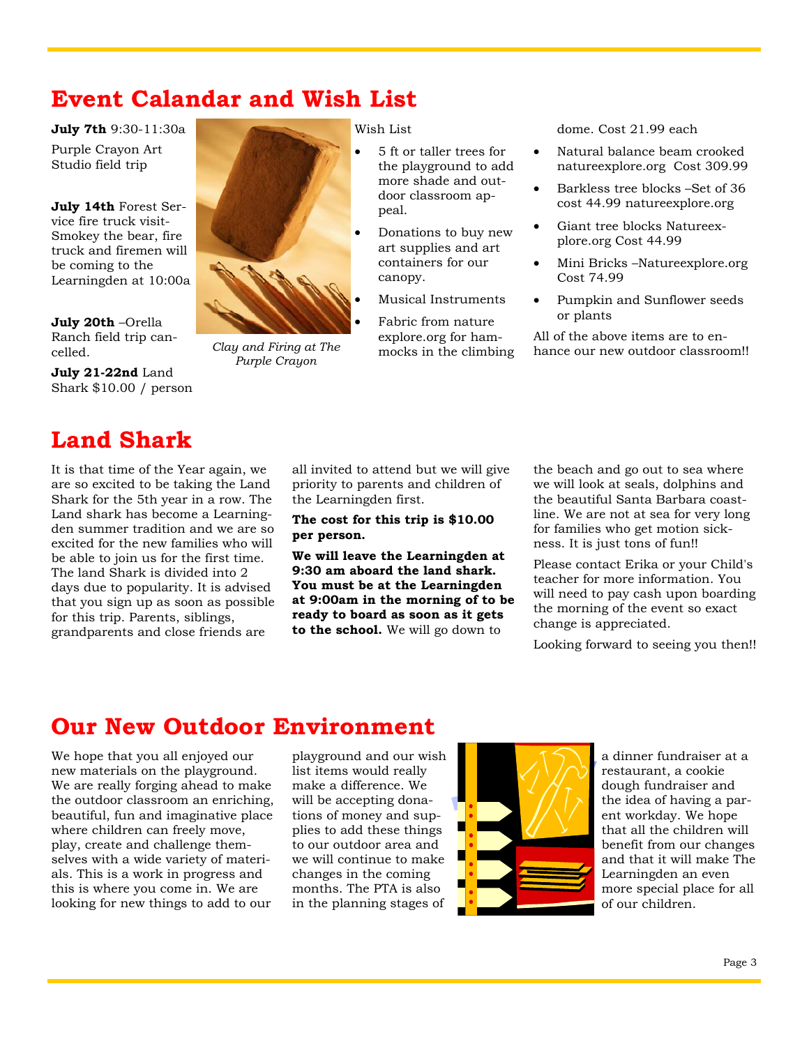# Event Calandar and Wish List

**July 7th** 9:30-11:30a

Purple Crayon Art Studio field trip

**July 14th** Forest Service fire truck visit-Smokey the bear, fire truck and firemen will be coming to the Learningden at 10:00a

**July 20th** –Orella Ranch field trip cancelled.

**July 21-22nd** Land Shark $10.00 / person

*Clay and Firing at The Purple Crayon*

Wish List

- 5 ft or taller trees for the playground to add more shade and outdoor classroom appeal.
- Donations to buy new art supplies and art containers for our canopy.
- Musical Instruments
- Fabric from nature explore.org for hammocks in the climbing dome. Cost 21.99 each
- Natural balance beam crooked natureexplore.org Cost 309.99
- Barkless tree blocks –Set of 36 cost 44.99 natureexplore.org
- Giant tree blocks Natureexplore.org Cost 44.99
- Mini Bricks –Natureexplore.org Cost 74.99
- Pumpkin and Sunflower seeds or plants

All of the above items are to enhance our new outdoor classroom!!

# Land Shark

It is that time of the Year again, we are so excited to be taking the Land Shark for the 5th year in a row. The Land shark has become a Learningden summer tradition and we are so excited for the new families who will be able to join us for the first time. The land Shark is divided into 2 days due to popularity. It is advised that you sign up as soon as possible for this trip. Parents, siblings, grandparents and close friends are all invited to attend but we will give priority to parents and children of the Learningden first.

**The cost for this trip is $10.00 per person.**

**We will leave the Learningden at 9:30 am aboard the land shark. You must be at the Learningden at 9:00am in the morning of to be ready to board as soon as it gets to the school.** We will go down to the beach and go out to sea where we will look at seals, dolphins and the beautiful Santa Barbara coastline. We are not at sea for very long for families who get motion sickness. It is just tons of fun!!

Please contact Erika or your Child's teacher for more information. You will need to pay cash upon boarding the morning of the event so exact change is appreciated.

Looking forward to seeing you then!!

# Our New Outdoor Environment

We hope that you all enjoyed our new materials on the playground. We are really forging ahead to make the outdoor classroom an enriching, beautiful, fun and imaginative place where children can freely move, play, create and challenge themselves with a wide variety of materials. This is a work in progress and this is where you come in. We are looking for new things to add to our playground and our wish list items would really make a difference. We will be accepting donations of money and supplies to add these things to our outdoor area and we will continue to make changes in the coming months. The PTA is also in the planning stages of a dinner fundraiser at a restaurant, a cookie dough fundraiser and the idea of having a parent workday. We hope that all the children will benefit from our changes and that it will make The Learningden an even more special place for all of our children.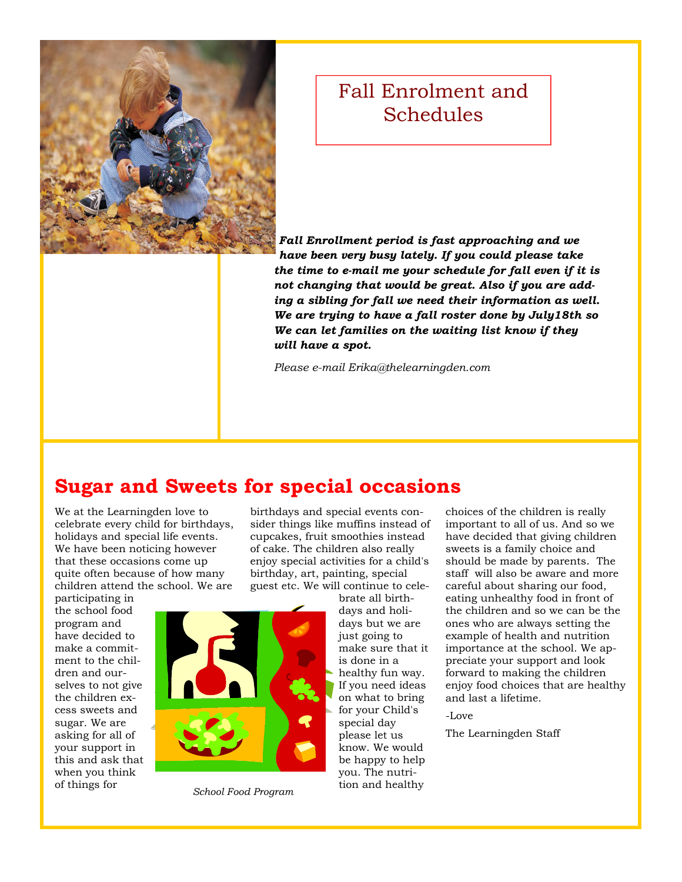## Fall Enrolment and Schedules

***Fall Enrollment period is fast approaching and we have been very busy lately. If you could please take the time to e-mail me your schedule for fall even if it is not changing that would be great. Also if you are adding a sibling for fall we need their information as well. We are trying to have a fall roster done by July18th so We can let families on the waiting list know if they will have a spot.***

*Please e-mail Erika@thelearningden.com*

## Sugar and Sweets for special occasions

We at the Learningden love to celebrate every child for birthdays, holidays and special life events. We have been noticing however that these occasions come up quite often because of how many children attend the school. We are participating in the school food program and have decided to make a commitment to the children and ourselves to not give the children excess sweets and sugar. We are asking for all of your support in this and ask that when you think of things for birthdays and special events consider things like muffins instead of cupcakes, fruit smoothies instead of cake. The children also really enjoy special activities for a child's birthday, art, painting, special guest etc. We will continue to celebrate all birthdays and holidays but we are just going to make sure that it is done in a healthy fun way. If you need ideas on what to bring for your Child's special day please let us know. We would be happy to help you. The nutrition and healthy choices of the children is really important to all of us. And so we have decided that giving children sweets is a family choice and should be made by parents. The staff will also be aware and more careful about sharing our food, eating unhealthy food in front of the children and so we can be the ones who are always setting the example of health and nutrition importance at the school. We appreciate your support and look forward to making the children enjoy food choices that are healthy and last a lifetime.

*School Food Program*

-Love

The Learningden Staff